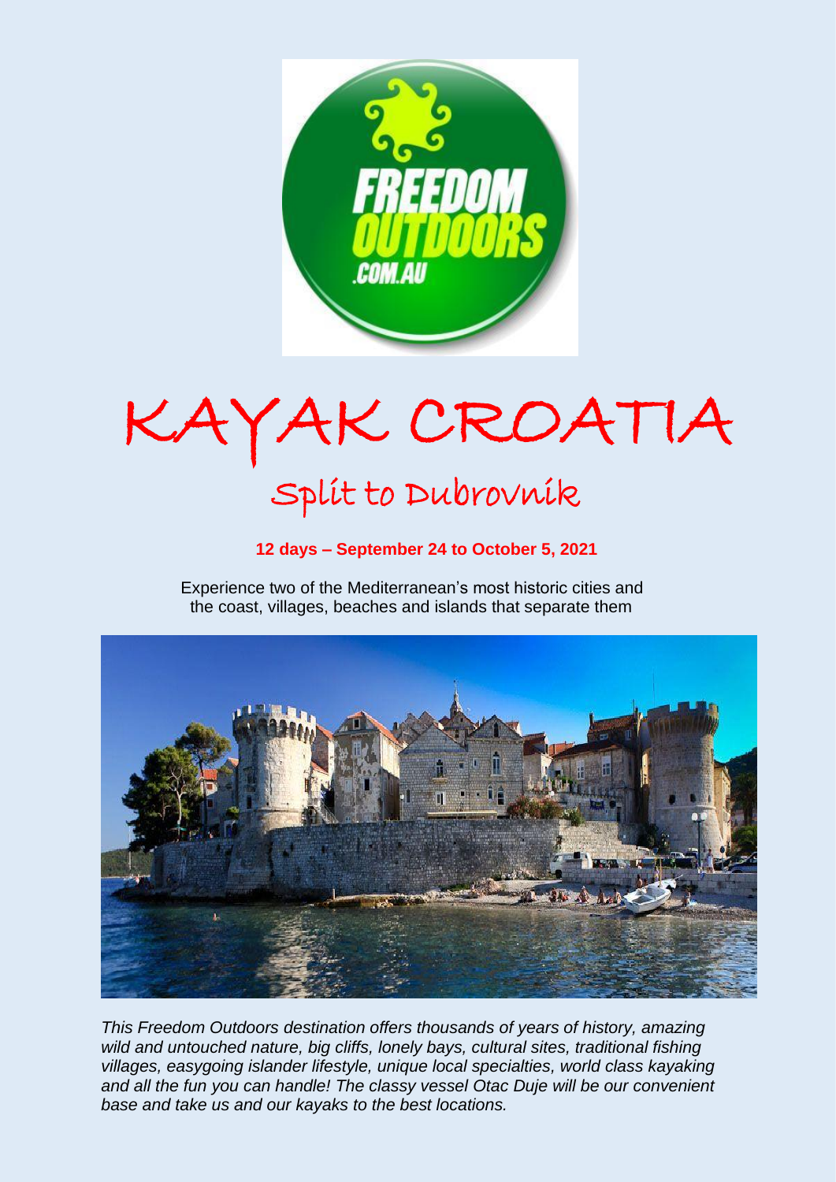# KAYAK CROATIA

## Split to Dubrovnik

**12 days – September 24 to October 5, 2021**

Experience two of the Mediterranean's most historic cities and the coast, villages, beaches and islands that separate them

*This Freedom Outdoors destination offers thousands of years of history, amazing wild and untouched nature, big cliffs, lonely bays, cultural sites, traditional fishing villages, easygoing islander lifestyle, unique local specialties, world class kayaking and all the fun you can handle! The classy vessel Otac Duje will be our convenient base and take us and our kayaks to the best locations.*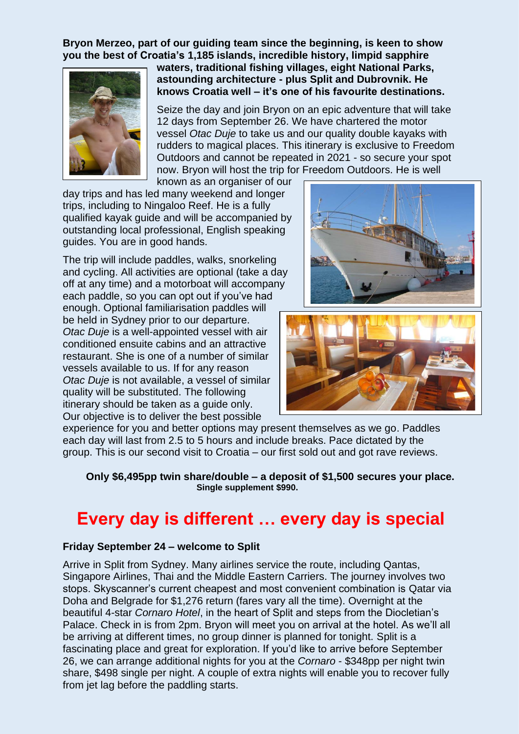**Bryon Merzeo, part of our guiding team since the beginning, is keen to show you the best of Croatia's 1,185 islands, incredible history, limpid sapphire waters, traditional fishing villages, eight National Parks, astounding architecture - plus Split and Dubrovnik. He knows Croatia well – it's one of his favourite destinations.**

Seize the day and join Bryon on an epic adventure that will take 12 days from September 26. We have chartered the motor vessel *Otac Duje* to take us and our quality double kayaks with rudders to magical places. This itinerary is exclusive to Freedom Outdoors and cannot be repeated in 2021 - so secure your spot now. Bryon will host the trip for Freedom Outdoors. He is well known as an organiser of our day trips and has led many weekend and longer trips, including to Ningaloo Reef. He is a fully qualified kayak guide and will be accompanied by outstanding local professional, English speaking guides. You are in good hands.

The trip will include paddles, walks, snorkeling and cycling. All activities are optional (take a day off at any time) and a motorboat will accompany each paddle, so you can opt out if you've had enough. Optional familiarisation paddles will be held in Sydney prior to our departure. *Otac Duje* is a well-appointed vessel with air conditioned ensuite cabins and an attractive restaurant. She is one of a number of similar vessels available to us. If for any reason *Otac Duje* is not available, a vessel of similar quality will be substituted. The following itinerary should be taken as a guide only. Our objective is to deliver the best possible experience for you and better options may present themselves as we go. Paddles each day will last from 2.5 to 5 hours and include breaks. Pace dictated by the group. This is our second visit to Croatia – our first sold out and got rave reviews.

**Only $6,495pp twin share/double – a deposit of $1,500 secures your place.**
**Single supplement $990.**

# Every day is different … every day is special

### Friday September 24 – welcome to Split

Arrive in Split from Sydney. Many airlines service the route, including Qantas, Singapore Airlines, Thai and the Middle Eastern Carriers. The journey involves two stops. Skyscanner's current cheapest and most convenient combination is Qatar via Doha and Belgrade for $1,276 return (fares vary all the time). Overnight at the beautiful 4-star *Cornaro Hotel*, in the heart of Split and steps from the Diocletian's Palace. Check in is from 2pm. Bryon will meet you on arrival at the hotel. As we'll all be arriving at different times, no group dinner is planned for tonight. Split is a fascinating place and great for exploration. If you'd like to arrive before September 26, we can arrange additional nights for you at the *Cornaro* - $348pp per night twin share, $498 single per night. A couple of extra nights will enable you to recover fully from jet lag before the paddling starts.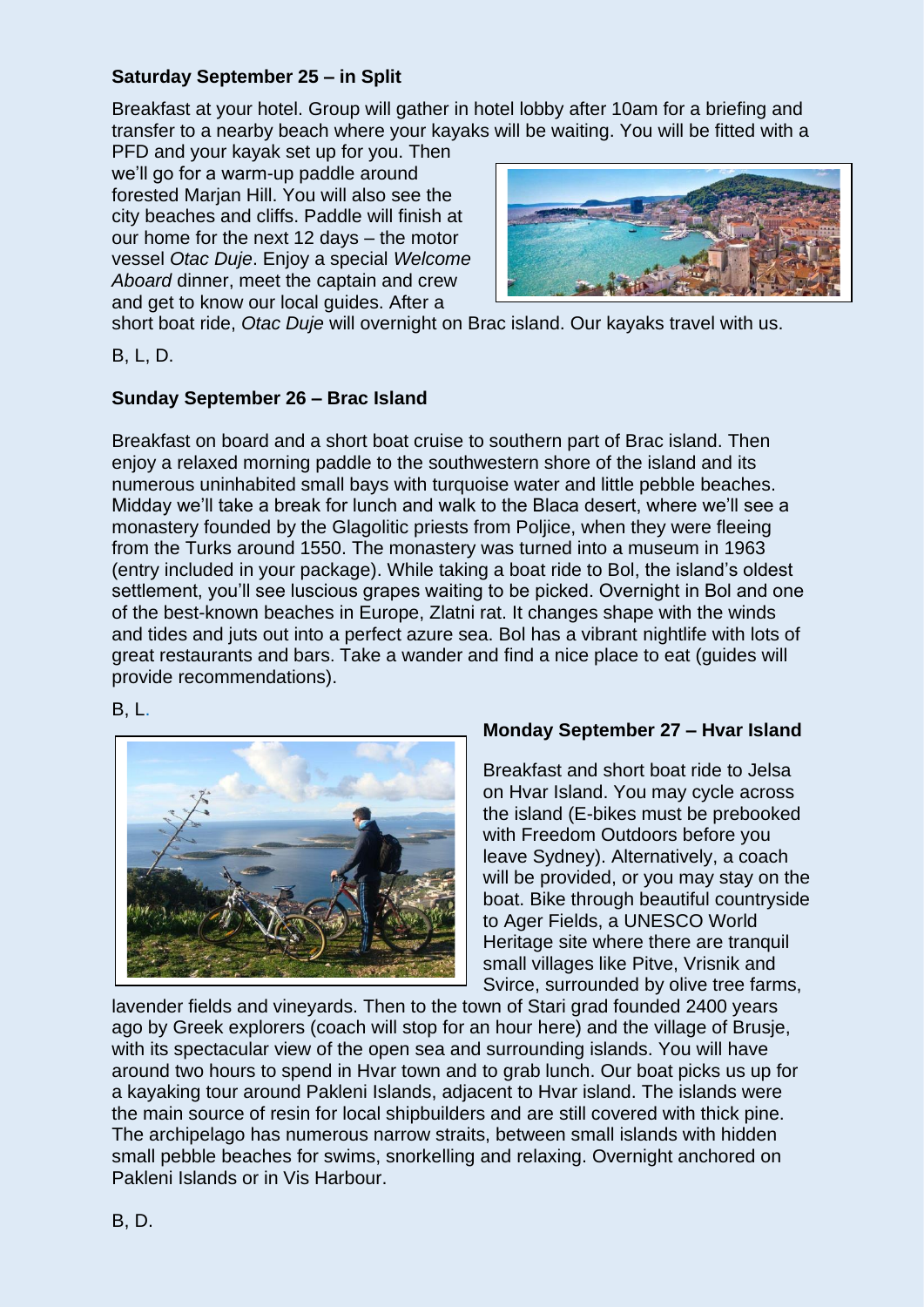**Saturday September 25 – in Split**

Breakfast at your hotel. Group will gather in hotel lobby after 10am for a briefing and transfer to a nearby beach where your kayaks will be waiting. You will be fitted with a PFD and your kayak set up for you. Then we'll go for a warm-up paddle around forested Marjan Hill. You will also see the city beaches and cliffs. Paddle will finish at our home for the next 12 days – the motor vessel *Otac Duje*. Enjoy a special *Welcome Aboard* dinner, meet the captain and crew and get to know our local guides. After a short boat ride, *Otac Duje* will overnight on Brac island. Our kayaks travel with us.

B, L, D.

**Sunday September 26 – Brac Island**

Breakfast on board and a short boat cruise to southern part of Brac island. Then enjoy a relaxed morning paddle to the southwestern shore of the island and its numerous uninhabited small bays with turquoise water and little pebble beaches. Midday we'll take a break for lunch and walk to the Blaca desert, where we'll see a monastery founded by the Glagolitic priests from Poljice, when they were fleeing from the Turks around 1550. The monastery was turned into a museum in 1963 (entry included in your package). While taking a boat ride to Bol, the island's oldest settlement, you'll see luscious grapes waiting to be picked. Overnight in Bol and one of the best-known beaches in Europe, Zlatni rat. It changes shape with the winds and tides and juts out into a perfect azure sea. Bol has a vibrant nightlife with lots of great restaurants and bars. Take a wander and find a nice place to eat (guides will provide recommendations).

B, L.

**Monday September 27 – Hvar Island**

Breakfast and short boat ride to Jelsa on Hvar Island. You may cycle across the island (E-bikes must be prebooked with Freedom Outdoors before you leave Sydney). Alternatively, a coach will be provided, or you may stay on the boat. Bike through beautiful countryside to Ager Fields, a UNESCO World Heritage site where there are tranquil small villages like Pitve, Vrsnik and Svirce, surrounded by olive tree farms, lavender fields and vineyards. Then to the town of Stari grad founded 2400 years ago by Greek explorers (coach will stop for an hour here) and the village of Brusje, with its spectacular view of the open sea and surrounding islands. You will have around two hours to spend in Hvar town and to grab lunch. Our boat picks us up for a kayaking tour around Pakleni Islands, adjacent to Hvar island. The islands were the main source of resin for local shipbuilders and are still covered with thick pine. The archipelago has numerous narrow straits, between small islands with hidden small pebble beaches for swims, snorkelling and relaxing. Overnight anchored on Pakleni Islands or in Vis Harbour.

B, D.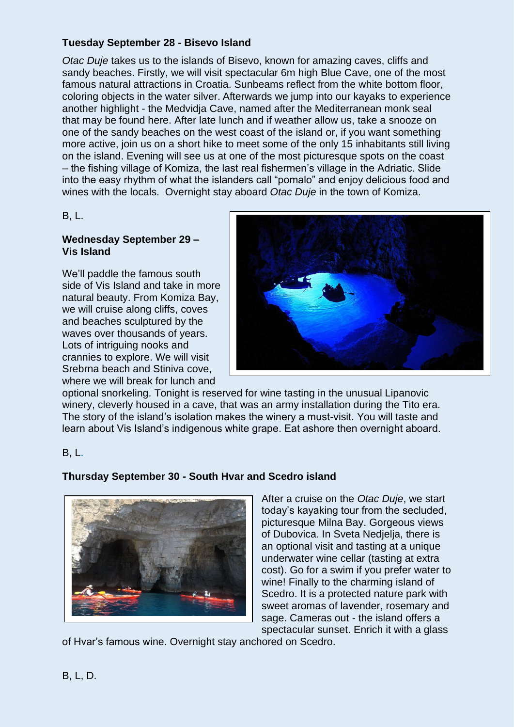**Tuesday September 28 - Bisevo Island**

*Otac Duje* takes us to the islands of Bisevo, known for amazing caves, cliffs and sandy beaches. Firstly, we will visit spectacular 6m high Blue Cave, one of the most famous natural attractions in Croatia. Sunbeams reflect from the white bottom floor, coloring objects in the water silver. Afterwards we jump into our kayaks to experience another highlight - the Medvidja Cave, named after the Mediterranean monk seal that may be found here. After late lunch and if weather allow us, take a snooze on one of the sandy beaches on the west coast of the island or, if you want something more active, join us on a short hike to meet some of the only 15 inhabitants still living on the island. Evening will see us at one of the most picturesque spots on the coast – the fishing village of Komiza, the last real fishermen's village in the Adriatic. Slide into the easy rhythm of what the islanders call "pomalo" and enjoy delicious food and wines with the locals. Overnight stay aboard *Otac Duje* in the town of Komiza.

B, L.

**Wednesday September 29 – Vis Island**

We'll paddle the famous south side of Vis Island and take in more natural beauty. From Komiza Bay, we will cruise along cliffs, coves and beaches sculptured by the waves over thousands of years. Lots of intriguing nooks and crannies to explore. We will visit Srebrna beach and Stiniva cove, where we will break for lunch and optional snorkeling. Tonight is reserved for wine tasting in the unusual Lipanovic winery, cleverly housed in a cave, that was an army installation during the Tito era. The story of the island's isolation makes the winery a must-visit. You will taste and learn about Vis Island's indigenous white grape. Eat ashore then overnight aboard.

B, L.

**Thursday September 30 - South Hvar and Scedro island**

After a cruise on the *Otac Duje*, we start today's kayaking tour from the secluded, picturesque Milna Bay. Gorgeous views of Dubovica. In Sveta Nedjelja, there is an optional visit and tasting at a unique underwater wine cellar (tasting at extra cost). Go for a swim if you prefer water to wine! Finally to the charming island of Scedro. It is a protected nature park with sweet aromas of lavender, rosemary and sage. Cameras out - the island offers a spectacular sunset. Enrich it with a glass of Hvar's famous wine. Overnight stay anchored on Scedro.

B, L, D.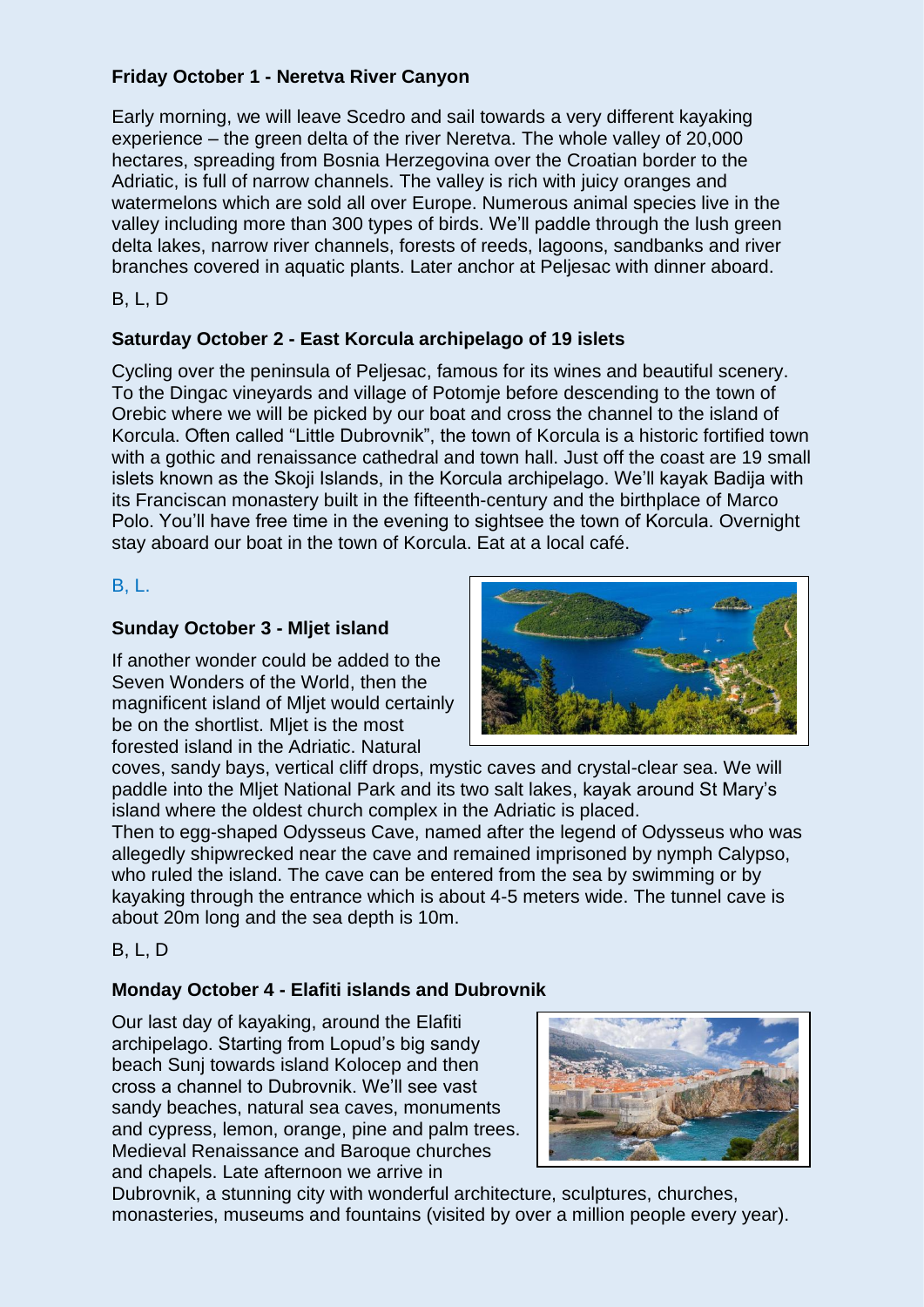**Friday October 1 - Neretva River Canyon**

Early morning, we will leave Scedro and sail towards a very different kayaking experience – the green delta of the river Neretva. The whole valley of 20,000 hectares, spreading from Bosnia Herzegovina over the Croatian border to the Adriatic, is full of narrow channels. The valley is rich with juicy oranges and watermelons which are sold all over Europe. Numerous animal species live in the valley including more than 300 types of birds. We'll paddle through the lush green delta lakes, narrow river channels, forests of reeds, lagoons, sandbanks and river branches covered in aquatic plants. Later anchor at Peljesac with dinner aboard.

B, L, D

**Saturday October 2 - East Korcula archipelago of 19 islets**

Cycling over the peninsula of Peljesac, famous for its wines and beautiful scenery. To the Dingac vineyards and village of Potomje before descending to the town of Orebic where we will be picked by our boat and cross the channel to the island of Korcula. Often called "Little Dubrovnik", the town of Korcula is a historic fortified town with a gothic and renaissance cathedral and town hall. Just off the coast are 19 small islets known as the Skoji Islands, in the Korcula archipelago. We'll kayak Badija with its Franciscan monastery built in the fifteenth-century and the birthplace of Marco Polo. You'll have free time in the evening to sightsee the town of Korcula. Overnight stay aboard our boat in the town of Korcula. Eat at a local café.

B, L.

**Sunday October 3 - Mljet island**

If another wonder could be added to the Seven Wonders of the World, then the magnificent island of Mljet would certainly be on the shortlist. Mljet is the most forested island in the Adriatic. Natural coves, sandy bays, vertical cliff drops, mystic caves and crystal-clear sea. We will paddle into the Mljet National Park and its two salt lakes, kayak around St Mary's island where the oldest church complex in the Adriatic is placed.
Then to egg-shaped Odysseus Cave, named after the legend of Odysseus who was allegedly shipwrecked near the cave and remained imprisoned by nymph Calypso, who ruled the island. The cave can be entered from the sea by swimming or by kayaking through the entrance which is about 4-5 meters wide. The tunnel cave is about 20m long and the sea depth is 10m.

B, L, D

**Monday October 4 - Elafiti islands and Dubrovnik**

Our last day of kayaking, around the Elafiti archipelago. Starting from Lopud's big sandy beach Sunj towards island Kolocep and then cross a channel to Dubrovnik. We'll see vast sandy beaches, natural sea caves, monuments and cypress, lemon, orange, pine and palm trees. Medieval Renaissance and Baroque churches and chapels. Late afternoon we arrive in Dubrovnik, a stunning city with wonderful architecture, sculptures, churches, monasteries, museums and fountains (visited by over a million people every year).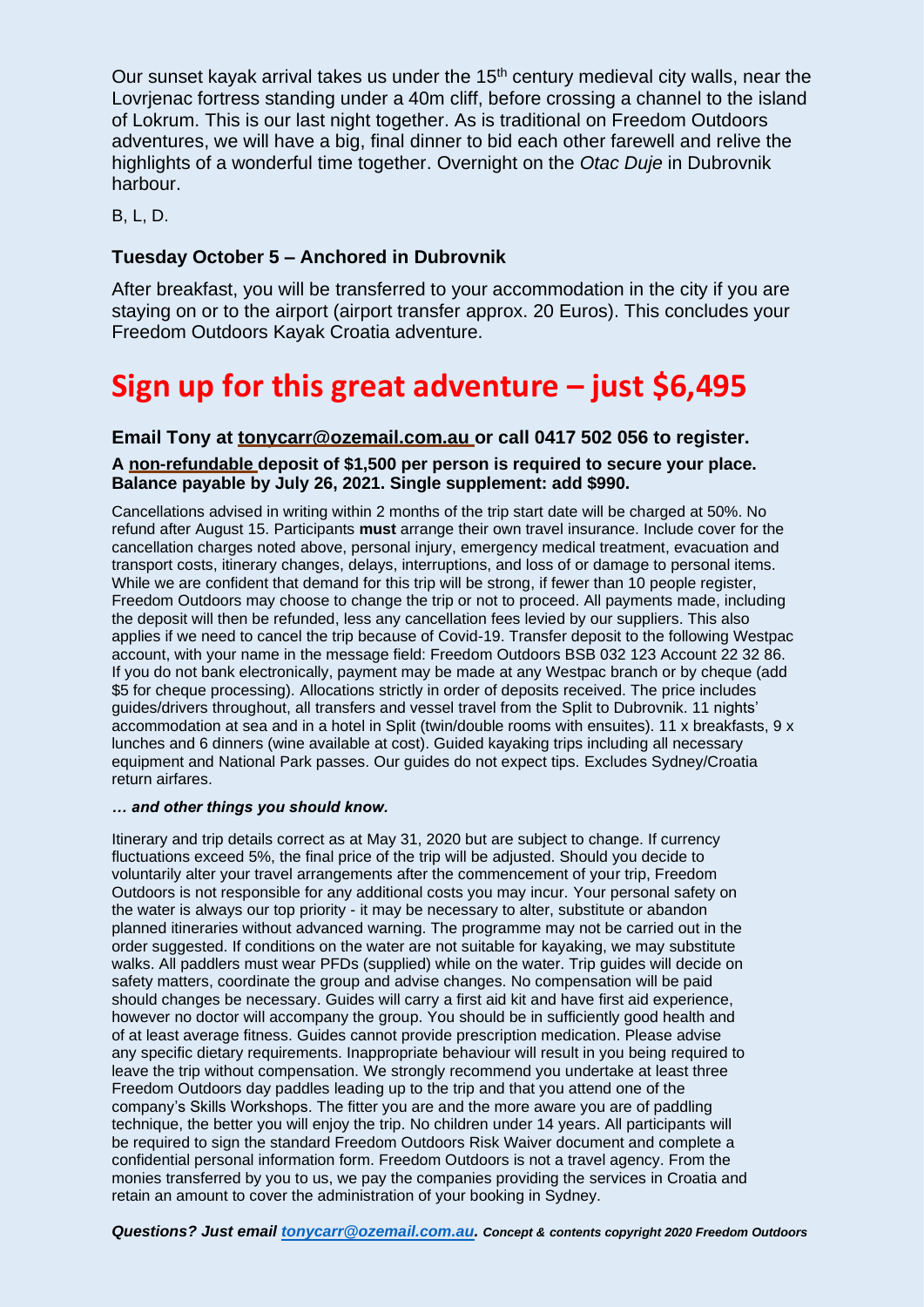Our sunset kayak arrival takes us under the 15th century medieval city walls, near the Lovrjenac fortress standing under a 40m cliff, before crossing a channel to the island of Lokrum. This is our last night together. As is traditional on Freedom Outdoors adventures, we will have a big, final dinner to bid each other farewell and relive the highlights of a wonderful time together. Overnight on the *Otac Duje* in Dubrovnik harbour.

B, L, D.

### Tuesday October 5 – Anchored in Dubrovnik

After breakfast, you will be transferred to your accommodation in the city if you are staying on or to the airport (airport transfer approx. 20 Euros). This concludes your Freedom Outdoors Kayak Croatia adventure.

# Sign up for this great adventure – just $6,495

### Email Tony at tonycarr@ozemail.com.au or call 0417 502 056 to register.

**A non-refundable deposit of $1,500 per person is required to secure your place. Balance payable by July 26, 2021. Single supplement: add $990.**

Cancellations advised in writing within 2 months of the trip start date will be charged at 50%. No refund after August 15. Participants **must** arrange their own travel insurance. Include cover for the cancellation charges noted above, personal injury, emergency medical treatment, evacuation and transport costs, itinerary changes, delays, interruptions, and loss of or damage to personal items. While we are confident that demand for this trip will be strong, if fewer than 10 people register, Freedom Outdoors may choose to change the trip or not to proceed. All payments made, including the deposit will then be refunded, less any cancellation fees levied by our suppliers. This also applies if we need to cancel the trip because of Covid-19. Transfer deposit to the following Westpac account, with your name in the message field: Freedom Outdoors BSB 032 123 Account 22 32 86. If you do not bank electronically, payment may be made at any Westpac branch or by cheque (add $5 for cheque processing). Allocations strictly in order of deposits received. The price includes guides/drivers throughout, all transfers and vessel travel from the Split to Dubrovnik. 11 nights' accommodation at sea and in a hotel in Split (twin/double rooms with ensuites). 11 x breakfasts, 9 x lunches and 6 dinners (wine available at cost). Guided kayaking trips including all necessary equipment and National Park passes. Our guides do not expect tips. Excludes Sydney/Croatia return airfares.

***… and other things you should know.***

Itinerary and trip details correct as at May 31, 2020 but are subject to change. If currency fluctuations exceed 5%, the final price of the trip will be adjusted. Should you decide to voluntarily alter your travel arrangements after the commencement of your trip, Freedom Outdoors is not responsible for any additional costs you may incur. Your personal safety on the water is always our top priority - it may be necessary to alter, substitute or abandon planned itineraries without advanced warning. The programme may not be carried out in the order suggested. If conditions on the water are not suitable for kayaking, we may substitute walks. All paddlers must wear PFDs (supplied) while on the water. Trip guides will decide on safety matters, coordinate the group and advise changes. No compensation will be paid should changes be necessary. Guides will carry a first aid kit and have first aid experience, however no doctor will accompany the group. You should be in sufficiently good health and of at least average fitness. Guides cannot provide prescription medication. Please advise any specific dietary requirements. Inappropriate behaviour will result in you being required to leave the trip without compensation. We strongly recommend you undertake at least three Freedom Outdoors day paddles leading up to the trip and that you attend one of the company's Skills Workshops. The fitter you are and the more aware you are of paddling technique, the better you will enjoy the trip. No children under 14 years. All participants will be required to sign the standard Freedom Outdoors Risk Waiver document and complete a confidential personal information form. Freedom Outdoors is not a travel agency. From the monies transferred by you to us, we pay the companies providing the services in Croatia and retain an amount to cover the administration of your booking in Sydney.

***Questions? Just email tonycarr@ozemail.com.au. Concept & contents copyright 2020 Freedom Outdoors***